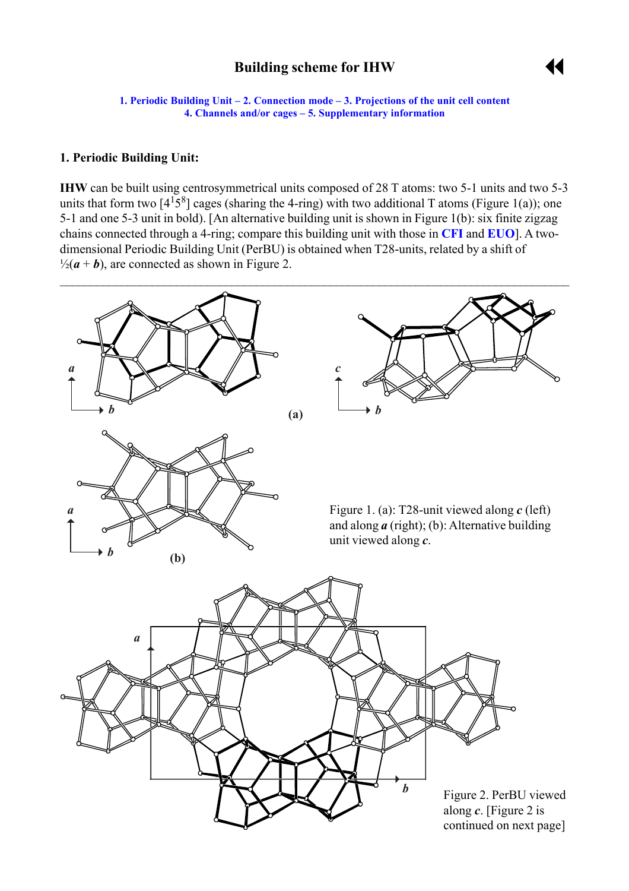# Building scheme for IHW

1. Periodic Building Unit – 2. Connection mode – 3. Projections of the unit cell content
4. Channels and/or cages – 5. Supplementary information

## 1. Periodic Building Unit:

**IHW** can be built using centrosymmetrical units composed of 28 T atoms: two 5-1 units and two 5-3 units that form two [$4^1 5^8$] cages (sharing the 4-ring) with two additional T atoms (Figure 1(a)); one 5-1 and one 5-3 unit in bold). [An alternative building unit is shown in Figure 1(b): six finite zigzag chains connected through a 4-ring; compare this building unit with those in **CFI** and **EUO**]. A two-dimensional Periodic Building Unit (PerBU) is obtained when T28-units, related by a shift of ½(***a*** + ***b***), are connected as shown in Figure 2.

Figure 1. (a): T28-unit viewed along ***c*** (left) and along ***a*** (right); (b): Alternative building unit viewed along ***c***.

Figure 2. PerBU viewed along ***c***. [Figure 2 is continued on next page]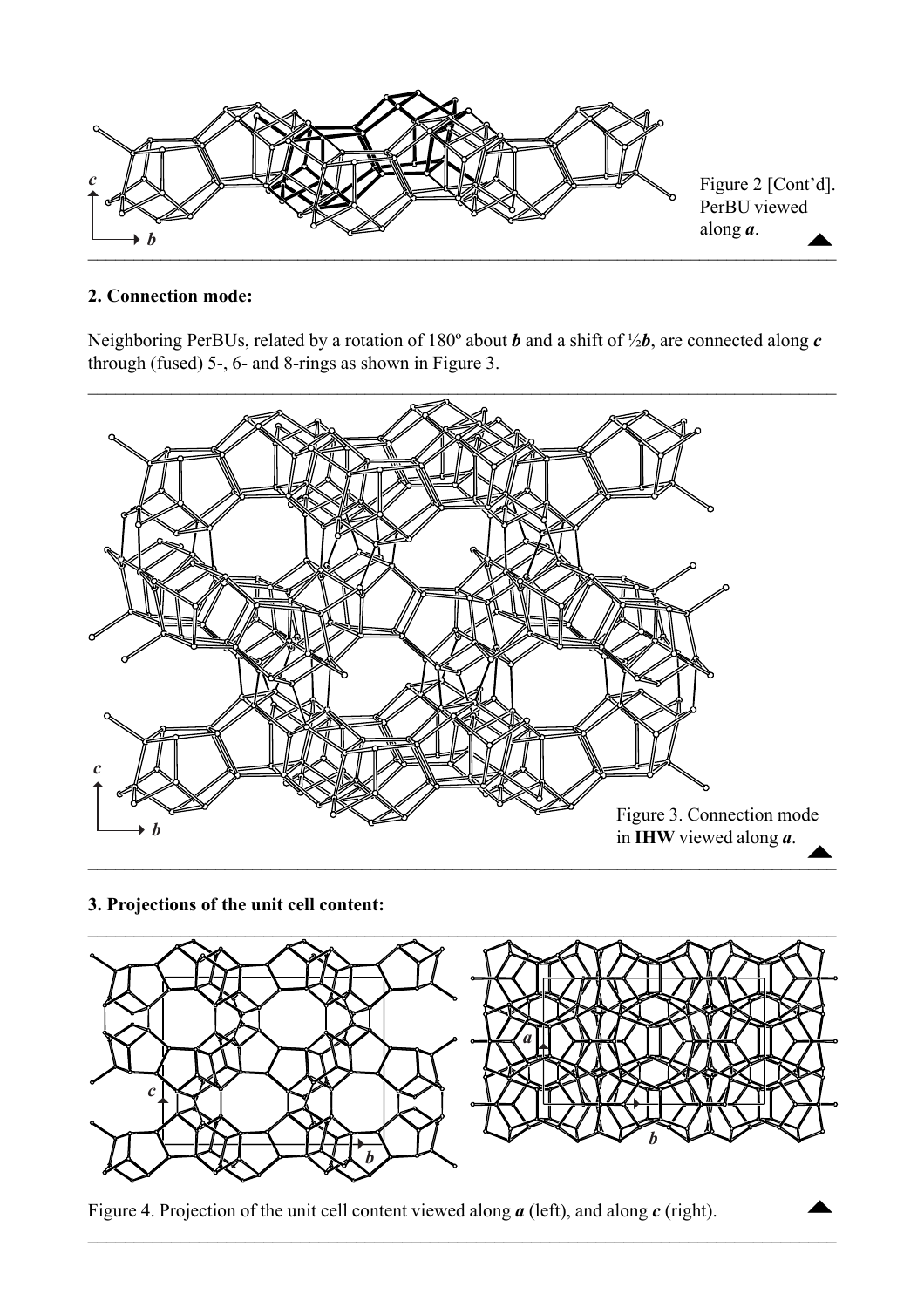Figure 2 [Cont'd]. PerBU viewed along ***a***.

## 2. Connection mode:

Neighboring PerBUs, related by a rotation of 180º about ***b*** and a shift of ½***b***, are connected along ***c*** through (fused) 5-, 6- and 8-rings as shown in Figure 3.

Figure 3. Connection mode in **IHW** viewed along ***a***.

## 3. Projections of the unit cell content:

Figure 4. Projection of the unit cell content viewed along ***a*** (left), and along ***c*** (right).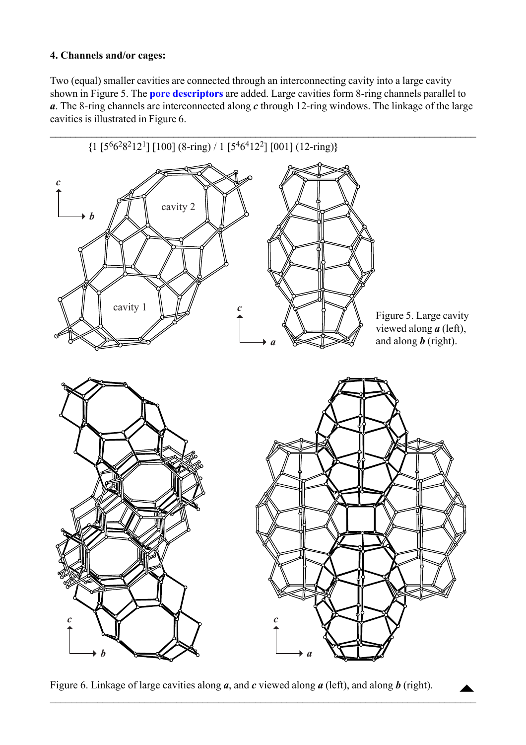**4. Channels and/or cages:**

Two (equal) smaller cavities are connected through an interconnecting cavity into a large cavity shown in Figure 5. The pore descriptors are added. Large cavities form 8-ring channels parallel to ***a***. The 8-ring channels are interconnected along ***c*** through 12-ring windows. The linkage of the large cavities is illustrated in Figure 6.

{1 [$5^6 6^2 8^2 12^1$] [100] (8-ring) / 1 [$5^4 6^4 12^2$] [001] (12-ring)}

Figure 5. Large cavity viewed along ***a*** (left), and along ***b*** (right).

Figure 6. Linkage of large cavities along ***a***, and ***c*** viewed along ***a*** (left), and along ***b*** (right).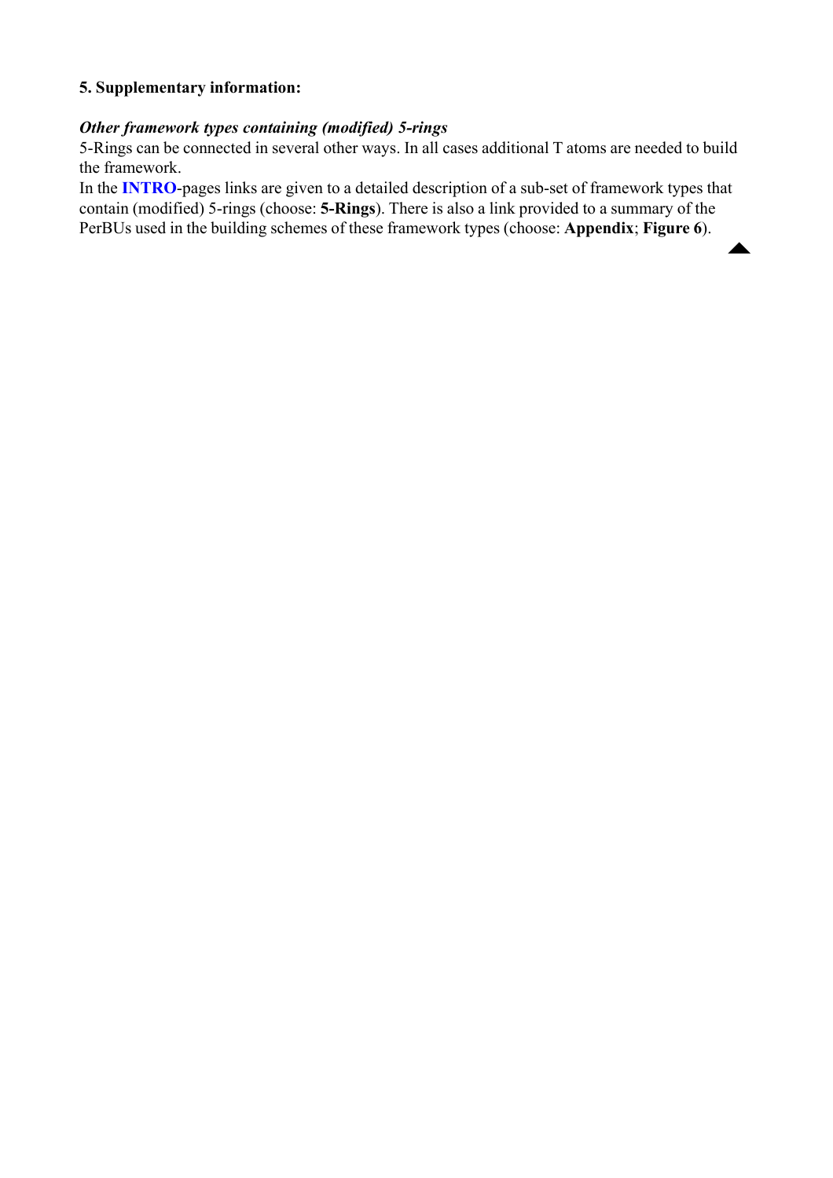## 5. Supplementary information:

***Other framework types containing (modified) 5-rings***

5-Rings can be connected in several other ways. In all cases additional T atoms are needed to build the framework.

In the **INTRO**-pages links are given to a detailed description of a sub-set of framework types that contain (modified) 5-rings (choose: **5-Rings**). There is also a link provided to a summary of the PerBUs used in the building schemes of these framework types (choose: **Appendix**; **Figure 6**).